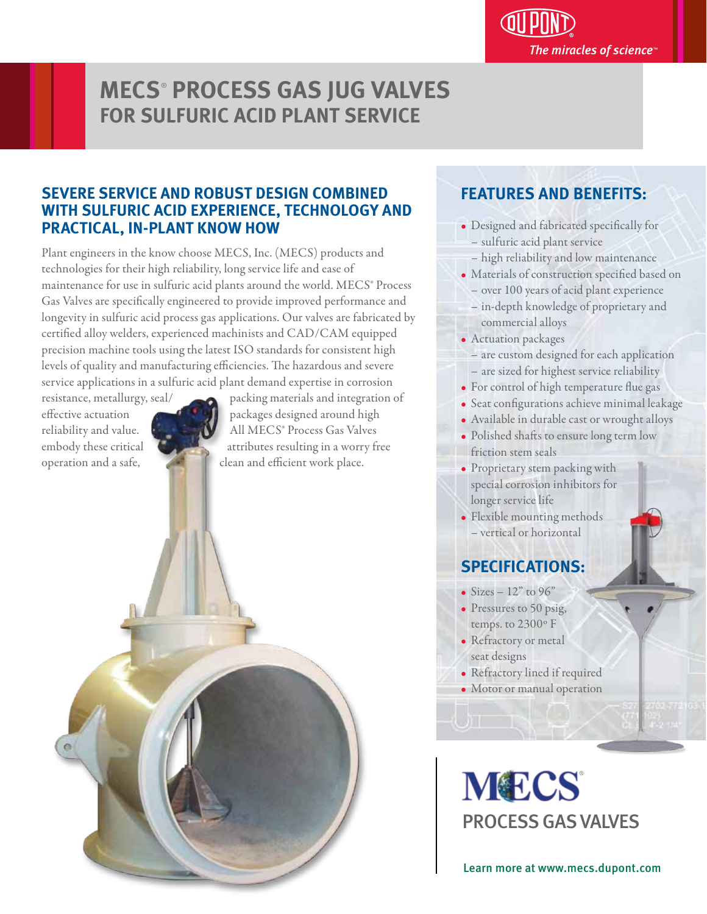# MECS® PROCESS GAS JUG VALVES
## FOR SULFURIC ACID PLANT SERVICE

### SEVERE SERVICE AND ROBUST DESIGN COMBINED WITH SULFURIC ACID EXPERIENCE, TECHNOLOGY AND PRACTICAL, IN-PLANT KNOW HOW

Plant engineers in the know choose MECS, Inc. (MECS) products and technologies for their high reliability, long service life and ease of maintenance for use in sulfuric acid plants around the world. MECS® Process Gas Valves are specifically engineered to provide improved performance and longevity in sulfuric acid process gas applications. Our valves are fabricated by certified alloy welders, experienced machinists and CAD/CAM equipped precision machine tools using the latest ISO standards for consistent high levels of quality and manufacturing efficiencies. The hazardous and severe service applications in a sulfuric acid plant demand expertise in corrosion resistance, metallurgy, seal/packing materials and integration of effective actuation packages designed around high reliability and value. All MECS® Process Gas Valves embody these critical attributes resulting in a worry free operation and a safe, clean and efficient work place.

### FEATURES AND BENEFITS:

- Designed and fabricated specifically for
  - sulfuric acid plant service
  - high reliability and low maintenance
- Materials of construction specified based on
  - over 100 years of acid plant experience
  - in-depth knowledge of proprietary and commercial alloys
- Actuation packages
  - are custom designed for each application
  - are sized for highest service reliability
- For control of high temperature flue gas
- Seat configurations achieve minimal leakage
- Available in durable cast or wrought alloys
- Polished shafts to ensure long term low friction stem seals
- Proprietary stem packing with special corrosion inhibitors for longer service life
- Flexible mounting methods
  - vertical or horizontal

### SPECIFICATIONS:

- Sizes – 12" to 96"
- Pressures to 50 psig, temps. to 2300° F
- Refractory or metal seat designs
- Refractory lined if required
- Motor or manual operation

MECS®

PROCESS GAS VALVES

Learn more at www.mecs.dupont.com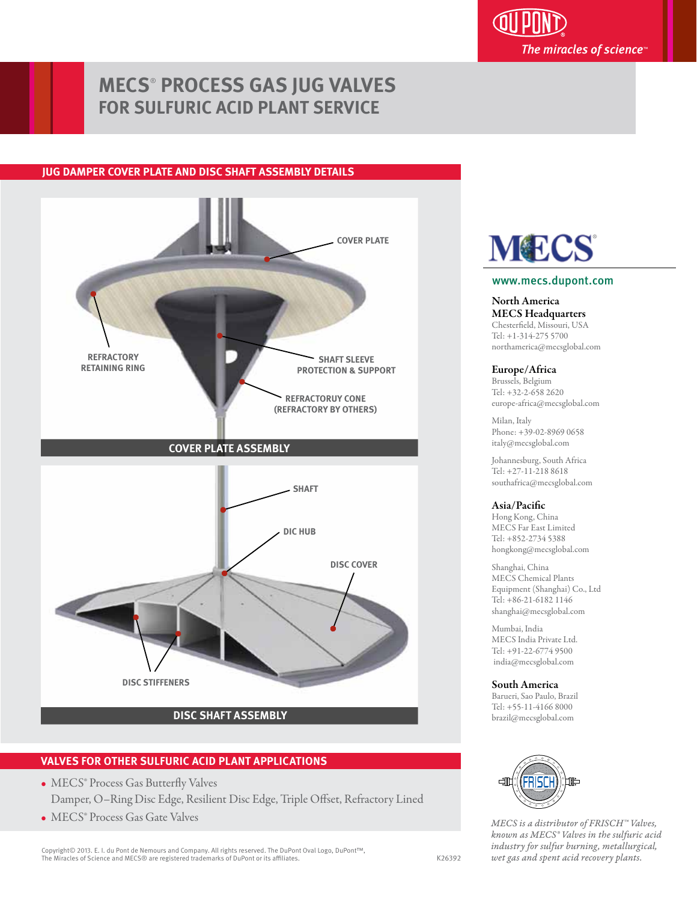# MECS® PROCESS GAS JUG VALVES
## FOR SULFURIC ACID PLANT SERVICE

### JUG DAMPER COVER PLATE AND DISC SHAFT ASSEMBLY DETAILS

COVER PLATE

REFRACTORY RETAINING RING

SHAFT SLEEVE PROTECTION & SUPPORT

REFRACTORUY CONE (REFRACTORY BY OTHERS)

COVER PLATE ASSEMBLY

SHAFT

DIC HUB

DISC COVER

DISC STIFFENERS

DISC SHAFT ASSEMBLY

### VALVES FOR OTHER SULFURIC ACID PLANT APPLICATIONS

- MECS® Process Gas Butterfly Valves
  Damper, O–Ring Disc Edge, Resilient Disc Edge, Triple Offset, Refractory Lined
- MECS® Process Gas Gate Valves

Copyright© 2013. E. I. du Pont de Nemours and Company. All rights reserved. The DuPont Oval Logo, DuPont™, The Miracles of Science and MECS® are registered trademarks of DuPont or its affiliates.

K26392

www.mecs.dupont.com

**North America**
**MECS Headquarters**
Chesterfield, Missouri, USA
Tel: +1-314-275 5700
northamerica@mecsglobal.com

**Europe/Africa**
Brussels, Belgium
Tel: +32-2-658 2620
europe-africa@mecsglobal.com

Milan, Italy
Phone: +39-02-8969 0658
italy@mecsglobal.com

Johannesburg, South Africa
Tel: +27-11-218 8618
southafrica@mecsglobal.com

**Asia/Pacific**
Hong Kong, China
MECS Far East Limited
Tel: +852-2734 5388
hongkong@mecsglobal.com

Shanghai, China
MECS Chemical Plants Equipment (Shanghai) Co., Ltd
Tel: +86-21-6182 1146
shanghai@mecsglobal.com

Mumbai, India
MECS India Private Ltd.
Tel: +91-22-6774 9500
india@mecsglobal.com

**South America**
Barueri, Sao Paulo, Brazil
Tel: +55-11-4166 8000
brazil@mecsglobal.com

*MECS is a distributor of FRISCH™ Valves, known as MECS® Valves in the sulfuric acid industry for sulfur burning, metallurgical, wet gas and spent acid recovery plants.*